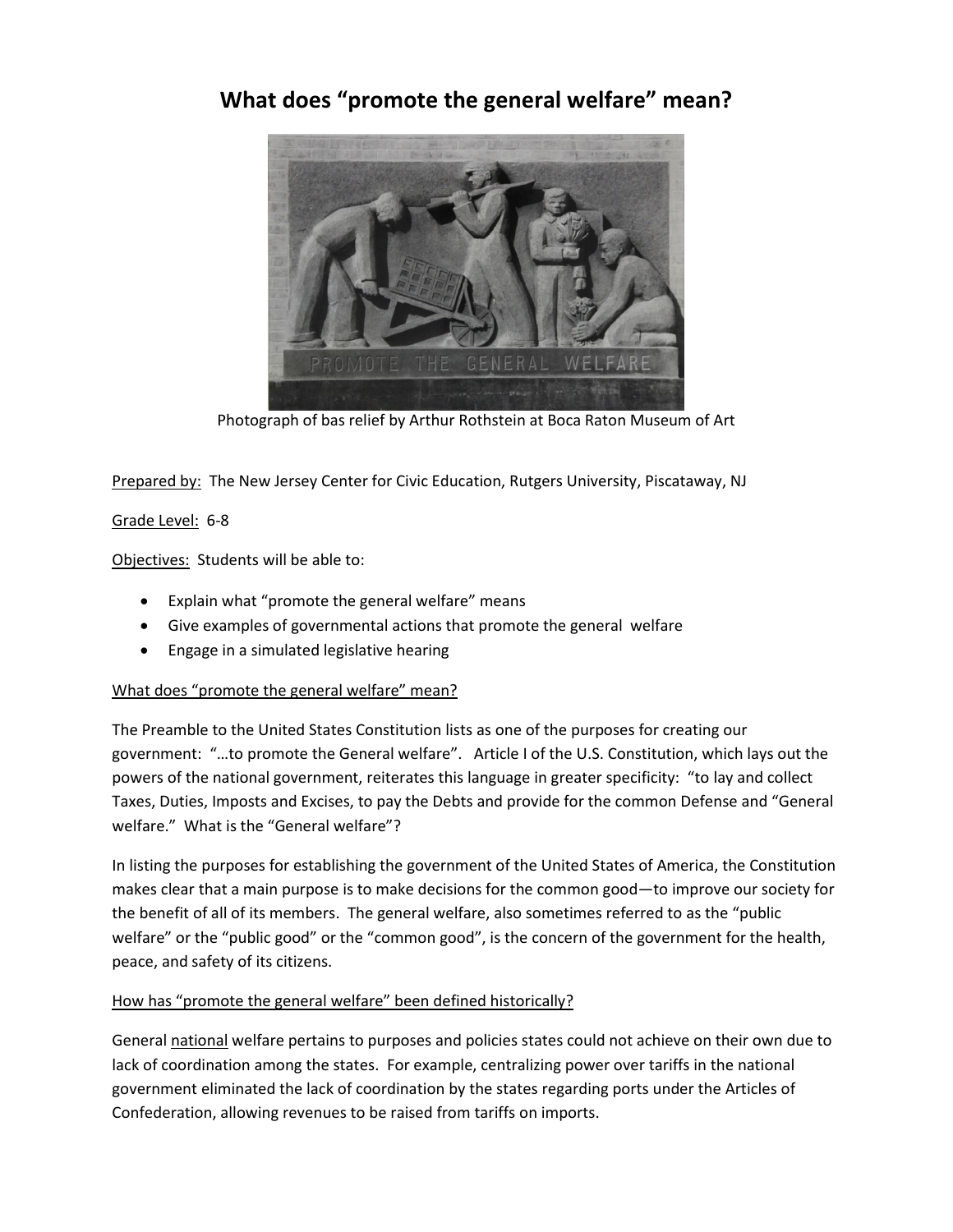# What does "promote the general welfare" mean?

Photograph of bas relief by Arthur Rothstein at Boca Raton Museum of Art

Prepared by: The New Jersey Center for Civic Education, Rutgers University, Piscataway, NJ

Grade Level: 6-8

Objectives: Students will be able to:

- Explain what "promote the general welfare" means
- Give examples of governmental actions that promote the general welfare
- Engage in a simulated legislative hearing

## What does "promote the general welfare" mean?

The Preamble to the United States Constitution lists as one of the purposes for creating our government: "…to promote the General welfare". Article I of the U.S. Constitution, which lays out the powers of the national government, reiterates this language in greater specificity: "to lay and collect Taxes, Duties, Imposts and Excises, to pay the Debts and provide for the common Defense and "General welfare." What is the "General welfare"?

In listing the purposes for establishing the government of the United States of America, the Constitution makes clear that a main purpose is to make decisions for the common good—to improve our society for the benefit of all of its members. The general welfare, also sometimes referred to as the "public welfare" or the "public good" or the "common good", is the concern of the government for the health, peace, and safety of its citizens.

## How has "promote the general welfare" been defined historically?

General national welfare pertains to purposes and policies states could not achieve on their own due to lack of coordination among the states. For example, centralizing power over tariffs in the national government eliminated the lack of coordination by the states regarding ports under the Articles of Confederation, allowing revenues to be raised from tariffs on imports.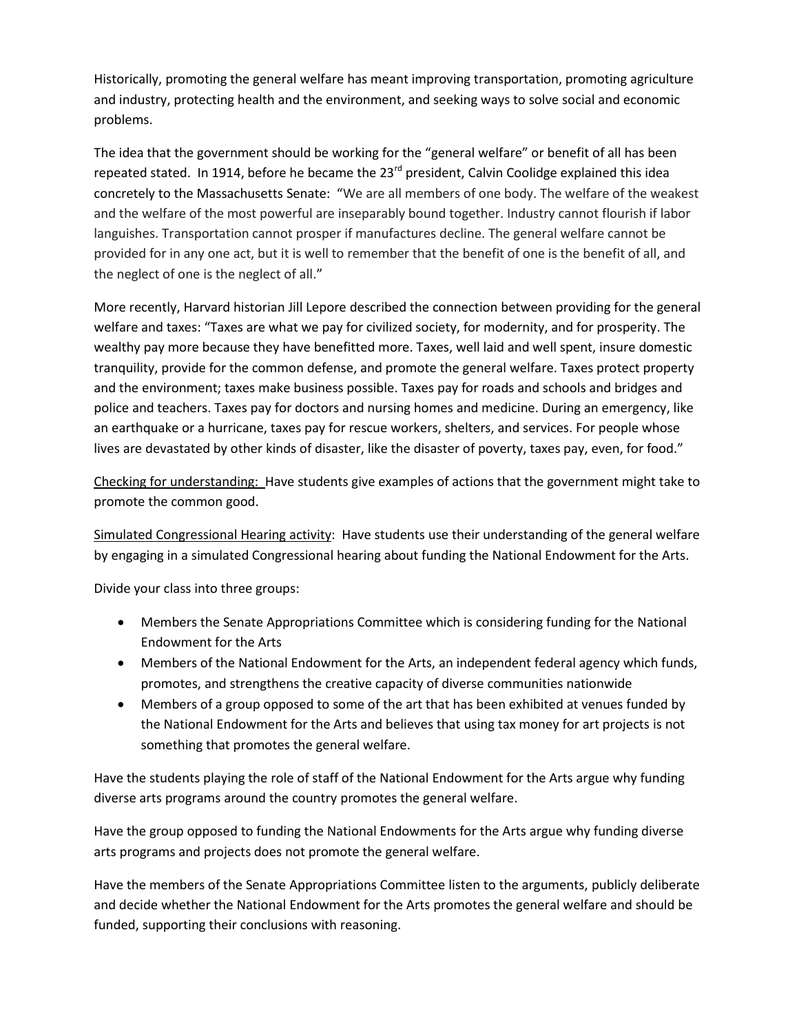Historically, promoting the general welfare has meant improving transportation, promoting agriculture and industry, protecting health and the environment, and seeking ways to solve social and economic problems.

The idea that the government should be working for the "general welfare" or benefit of all has been repeated stated. In 1914, before he became the 23rd president, Calvin Coolidge explained this idea concretely to the Massachusetts Senate: "We are all members of one body. The welfare of the weakest and the welfare of the most powerful are inseparably bound together. Industry cannot flourish if labor languishes. Transportation cannot prosper if manufactures decline. The general welfare cannot be provided for in any one act, but it is well to remember that the benefit of one is the benefit of all, and the neglect of one is the neglect of all."

More recently, Harvard historian Jill Lepore described the connection between providing for the general welfare and taxes: "Taxes are what we pay for civilized society, for modernity, and for prosperity. The wealthy pay more because they have benefitted more. Taxes, well laid and well spent, insure domestic tranquility, provide for the common defense, and promote the general welfare. Taxes protect property and the environment; taxes make business possible. Taxes pay for roads and schools and bridges and police and teachers. Taxes pay for doctors and nursing homes and medicine. During an emergency, like an earthquake or a hurricane, taxes pay for rescue workers, shelters, and services. For people whose lives are devastated by other kinds of disaster, like the disaster of poverty, taxes pay, even, for food."

<u>Checking for understanding:</u> Have students give examples of actions that the government might take to promote the common good.

<u>Simulated Congressional Hearing activity</u>: Have students use their understanding of the general welfare by engaging in a simulated Congressional hearing about funding the National Endowment for the Arts.

Divide your class into three groups:

- Members the Senate Appropriations Committee which is considering funding for the National Endowment for the Arts
- Members of the National Endowment for the Arts, an independent federal agency which funds, promotes, and strengthens the creative capacity of diverse communities nationwide
- Members of a group opposed to some of the art that has been exhibited at venues funded by the National Endowment for the Arts and believes that using tax money for art projects is not something that promotes the general welfare.

Have the students playing the role of staff of the National Endowment for the Arts argue why funding diverse arts programs around the country promotes the general welfare.

Have the group opposed to funding the National Endowments for the Arts argue why funding diverse arts programs and projects does not promote the general welfare.

Have the members of the Senate Appropriations Committee listen to the arguments, publicly deliberate and decide whether the National Endowment for the Arts promotes the general welfare and should be funded, supporting their conclusions with reasoning.